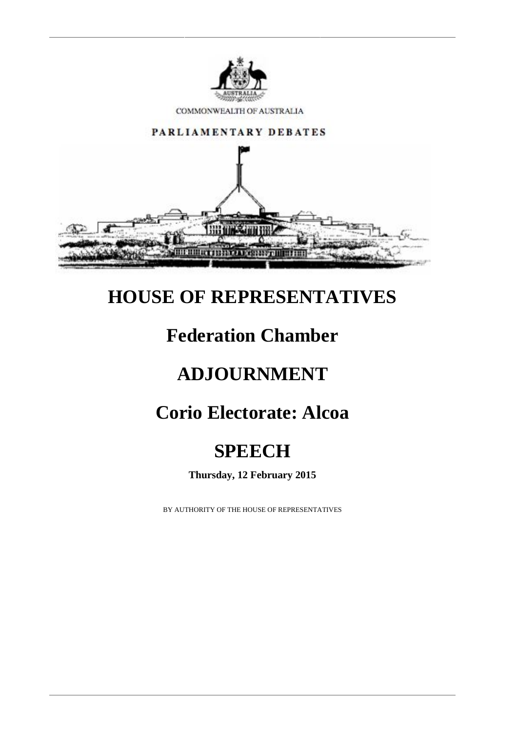COMMONWEALTH OF AUSTRALIA

PARLIAMENTARY DEBATES

# HOUSE OF REPRESENTATIVES

# Federation Chamber

# ADJOURNMENT

# Corio Electorate: Alcoa

# SPEECH

**Thursday, 12 February 2015**

BY AUTHORITY OF THE HOUSE OF REPRESENTATIVES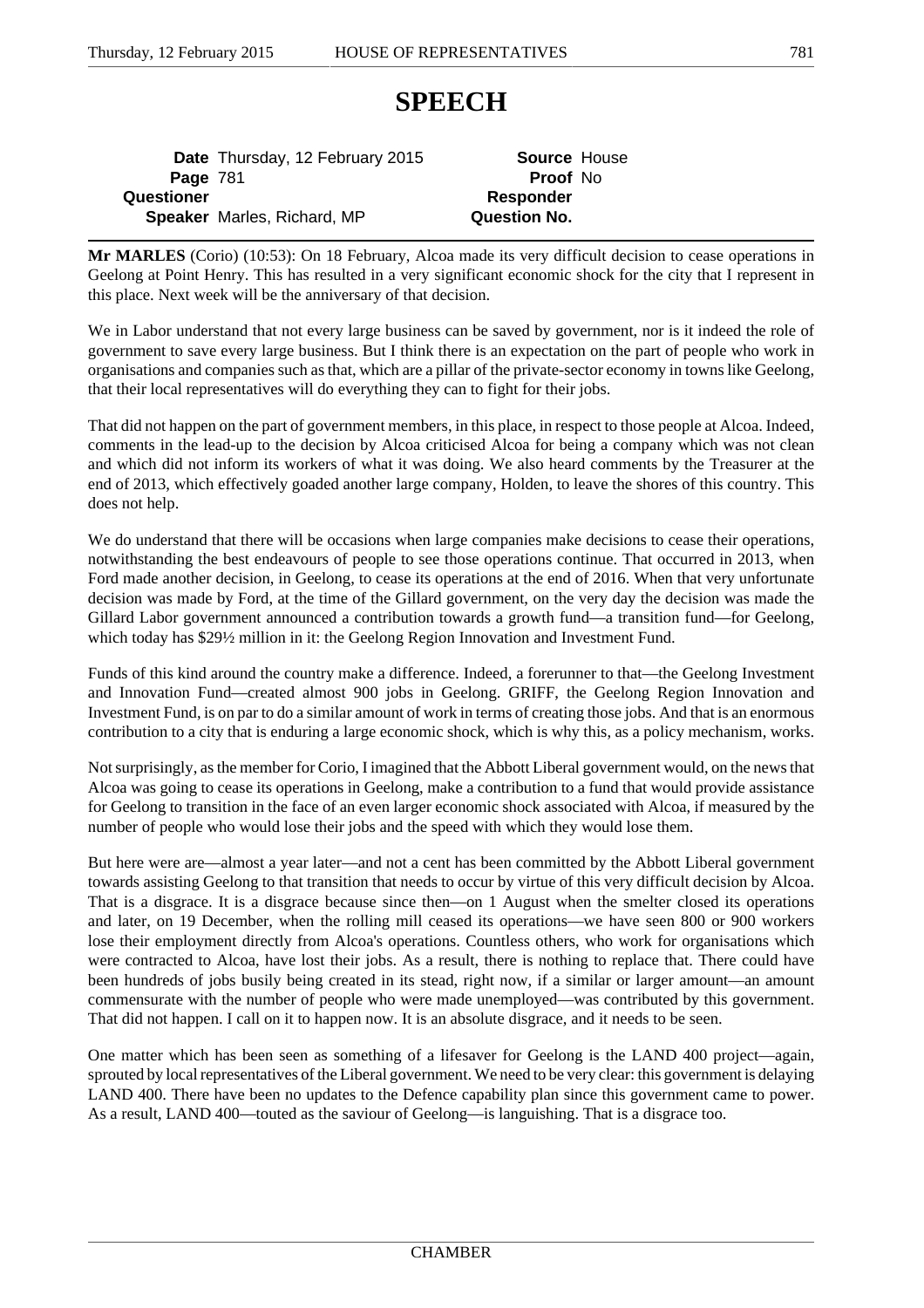# SPEECH

| | | | |
|---|---|---|---|
| **Date** | Thursday, 12 February 2015 | **Source** | House |
| **Page** | 781 | **Proof** | No |
| **Questioner** | | **Responder** | |
| **Speaker** | Marles, Richard, MP | **Question No.** | |

**Mr MARLES** (Corio) (10:53): On 18 February, Alcoa made its very difficult decision to cease operations in Geelong at Point Henry. This has resulted in a very significant economic shock for the city that I represent in this place. Next week will be the anniversary of that decision.

We in Labor understand that not every large business can be saved by government, nor is it indeed the role of government to save every large business. But I think there is an expectation on the part of people who work in organisations and companies such as that, which are a pillar of the private-sector economy in towns like Geelong, that their local representatives will do everything they can to fight for their jobs.

That did not happen on the part of government members, in this place, in respect to those people at Alcoa. Indeed, comments in the lead-up to the decision by Alcoa criticised Alcoa for being a company which was not clean and which did not inform its workers of what it was doing. We also heard comments by the Treasurer at the end of 2013, which effectively goaded another large company, Holden, to leave the shores of this country. This does not help.

We do understand that there will be occasions when large companies make decisions to cease their operations, notwithstanding the best endeavours of people to see those operations continue. That occurred in 2013, when Ford made another decision, in Geelong, to cease its operations at the end of 2016. When that very unfortunate decision was made by Ford, at the time of the Gillard government, on the very day the decision was made the Gillard Labor government announced a contribution towards a growth fund—a transition fund—for Geelong, which today has $29½ million in it: the Geelong Region Innovation and Investment Fund.

Funds of this kind around the country make a difference. Indeed, a forerunner to that—the Geelong Investment and Innovation Fund—created almost 900 jobs in Geelong. GRIFF, the Geelong Region Innovation and Investment Fund, is on par to do a similar amount of work in terms of creating those jobs. And that is an enormous contribution to a city that is enduring a large economic shock, which is why this, as a policy mechanism, works.

Not surprisingly, as the member for Corio, I imagined that the Abbott Liberal government would, on the news that Alcoa was going to cease its operations in Geelong, make a contribution to a fund that would provide assistance for Geelong to transition in the face of an even larger economic shock associated with Alcoa, if measured by the number of people who would lose their jobs and the speed with which they would lose them.

But here were are—almost a year later—and not a cent has been committed by the Abbott Liberal government towards assisting Geelong to that transition that needs to occur by virtue of this very difficult decision by Alcoa. That is a disgrace. It is a disgrace because since then—on 1 August when the smelter closed its operations and later, on 19 December, when the rolling mill ceased its operations—we have seen 800 or 900 workers lose their employment directly from Alcoa's operations. Countless others, who work for organisations which were contracted to Alcoa, have lost their jobs. As a result, there is nothing to replace that. There could have been hundreds of jobs busily being created in its stead, right now, if a similar or larger amount—an amount commensurate with the number of people who were made unemployed—was contributed by this government. That did not happen. I call on it to happen now. It is an absolute disgrace, and it needs to be seen.

One matter which has been seen as something of a lifesaver for Geelong is the LAND 400 project—again, sprouted by local representatives of the Liberal government. We need to be very clear: this government is delaying LAND 400. There have been no updates to the Defence capability plan since this government came to power. As a result, LAND 400—touted as the saviour of Geelong—is languishing. That is a disgrace too.